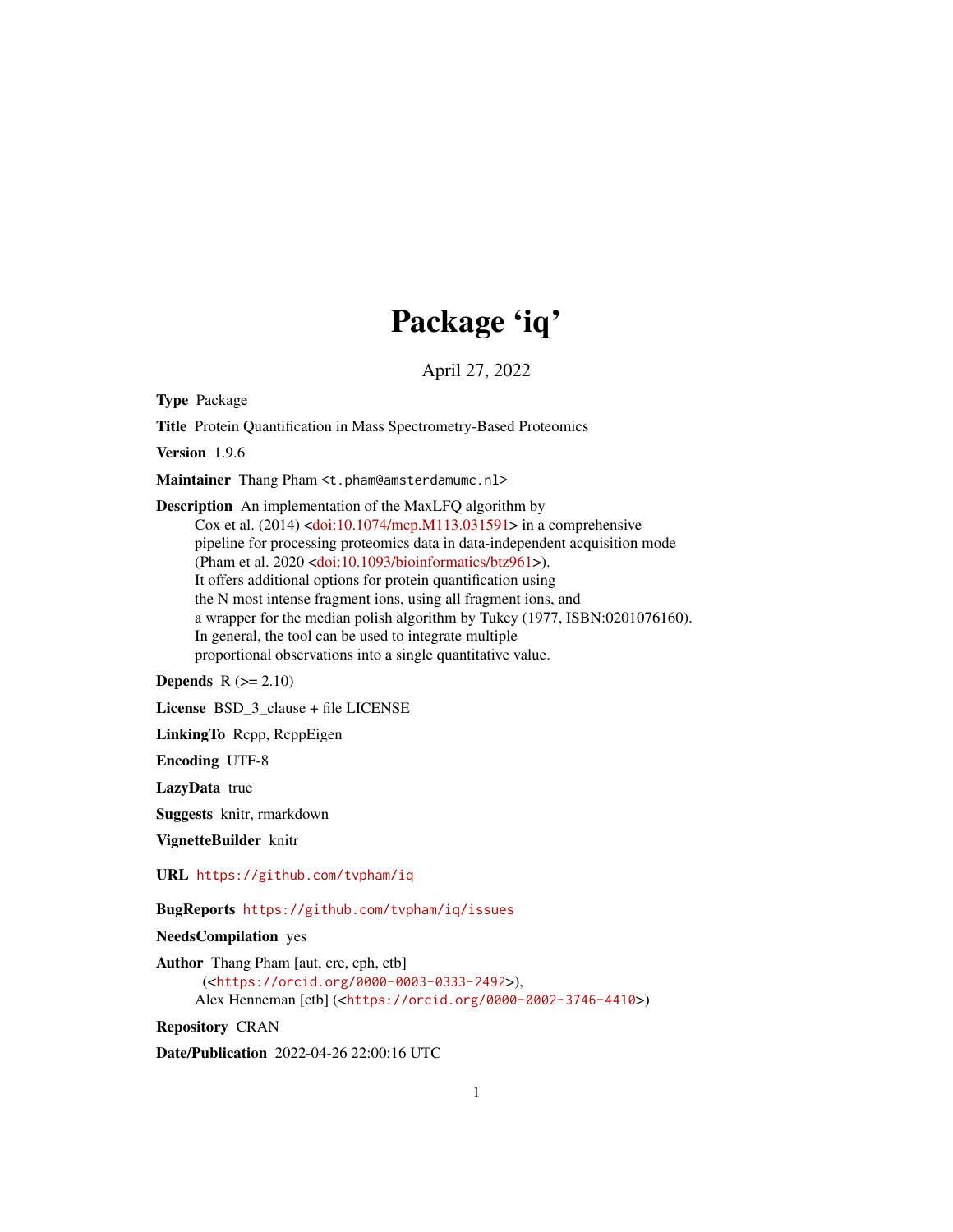# Package 'iq'

April 27, 2022

**Type** Package

**Title** Protein Quantification in Mass Spectrometry-Based Proteomics

**Version** 1.9.6

**Maintainer** Thang Pham <t.pham@amsterdamumc.nl>

**Description** An implementation of the MaxLFQ algorithm by Cox et al. (2014) <doi:10.1074/mcp.M113.031591> in a comprehensive pipeline for processing proteomics data in data-independent acquisition mode (Pham et al. 2020 <doi:10.1093/bioinformatics/btz961>). It offers additional options for protein quantification using the N most intense fragment ions, using all fragment ions, and a wrapper for the median polish algorithm by Tukey (1977, ISBN:0201076160). In general, the tool can be used to integrate multiple proportional observations into a single quantitative value.

**Depends** R (>= 2.10)

**License** BSD_3_clause + file LICENSE

**LinkingTo** Rcpp, RcppEigen

**Encoding** UTF-8

**LazyData** true

**Suggests** knitr, rmarkdown

**VignetteBuilder** knitr

**URL** https://github.com/tvpham/iq

**BugReports** https://github.com/tvpham/iq/issues

**NeedsCompilation** yes

**Author** Thang Pham [aut, cre, cph, ctb] (<https://orcid.org/0000-0003-0333-2492>), Alex Henneman [ctb] (<https://orcid.org/0000-0002-3746-4410>)

**Repository** CRAN

**Date/Publication** 2022-04-26 22:00:16 UTC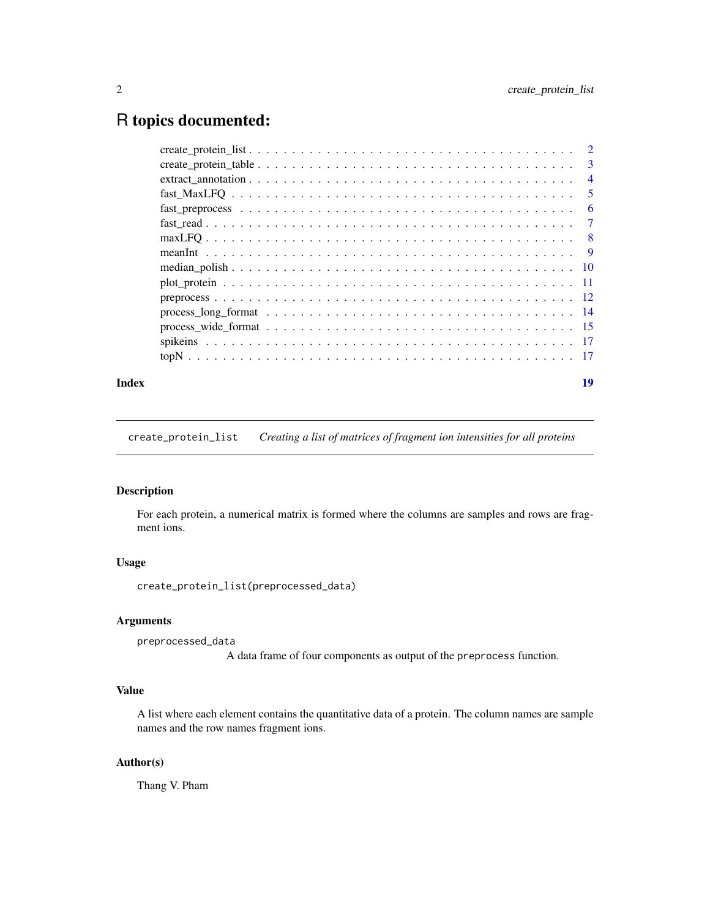# R topics documented:

- create_protein_list . . . . . . . . . . 2
- create_protein_table . . . . . . . . . . 3
- extract_annotation . . . . . . . . . . 4
- fast_MaxLFQ . . . . . . . . . . 5
- fast_preprocess . . . . . . . . . . 6
- fast_read . . . . . . . . . . 7
- maxLFQ . . . . . . . . . . 8
- meanInt . . . . . . . . . . 9
- median_polish . . . . . . . . . . 10
- plot_protein . . . . . . . . . . 11
- preprocess . . . . . . . . . . 12
- process_long_format . . . . . . . . . . 14
- process_wide_format . . . . . . . . . . 15
- spikeins . . . . . . . . . . 17
- topN . . . . . . . . . . 17

**Index** 19

---

## create_protein_list — *Creating a list of matrices of fragment ion intensities for all proteins*

---

### Description

For each protein, a numerical matrix is formed where the columns are samples and rows are fragment ions.

### Usage

```
create_protein_list(preprocessed_data)
```

### Arguments

`preprocessed_data`
A data frame of four components as output of the `preprocess` function.

### Value

A list where each element contains the quantitative data of a protein. The column names are sample names and the row names fragment ions.

### Author(s)

Thang V. Pham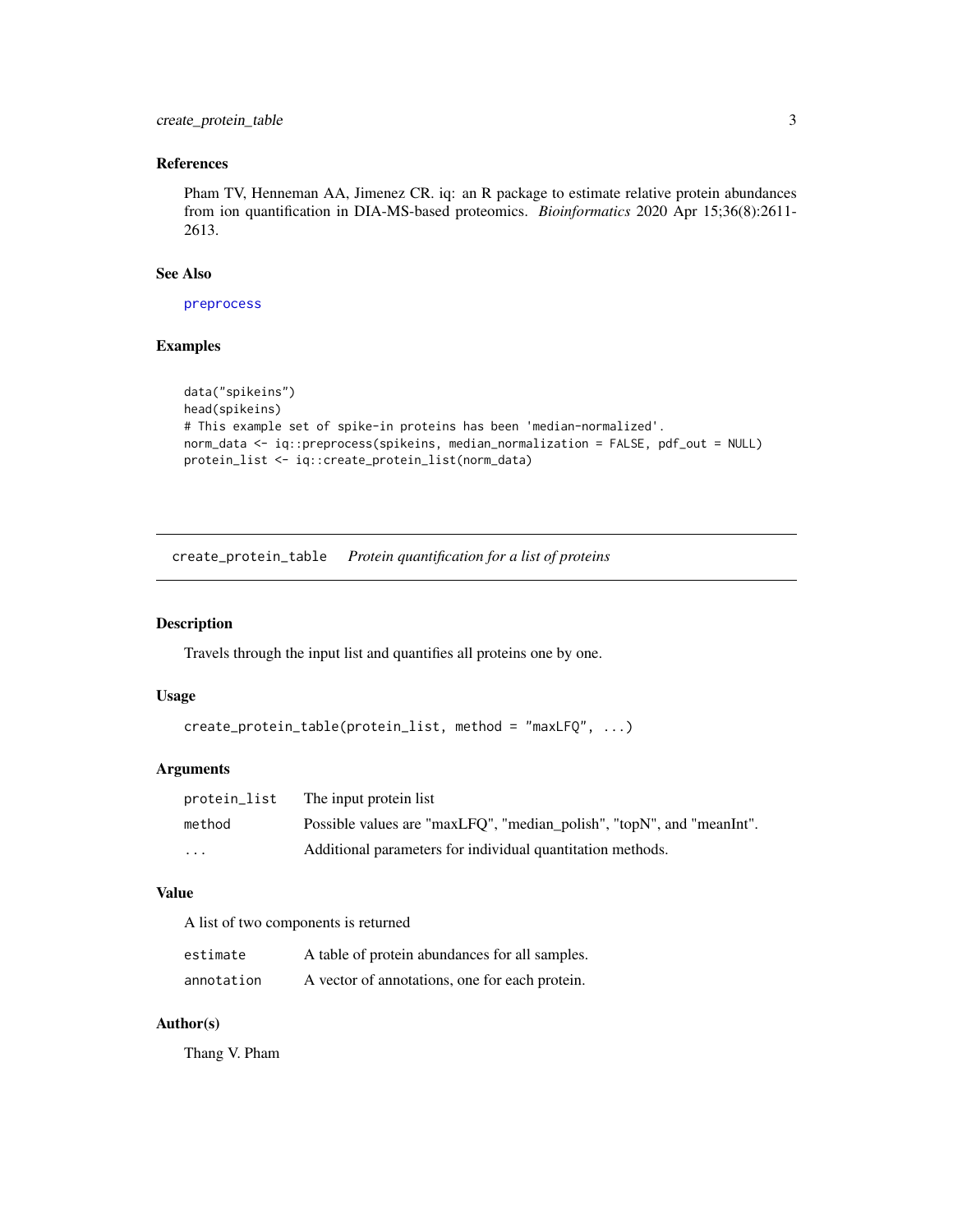### References

Pham TV, Henneman AA, Jimenez CR. iq: an R package to estimate relative protein abundances from ion quantification in DIA-MS-based proteomics. *Bioinformatics* 2020 Apr 15;36(8):2611-2613.

### See Also

preprocess

### Examples

```
data("spikeins")
head(spikeins)
# This example set of spike-in proteins has been 'median-normalized'.
norm_data <- iq::preprocess(spikeins, median_normalization = FALSE, pdf_out = NULL)
protein_list <- iq::create_protein_list(norm_data)
```

---

## create_protein_table — *Protein quantification for a list of proteins*

### Description

Travels through the input list and quantifies all proteins one by one.

### Usage

```
create_protein_table(protein_list, method = "maxLFQ", ...)
```

### Arguments

| | |
|---|---|
| `protein_list` | The input protein list |
| `method` | Possible values are "maxLFQ", "median_polish", "topN", and "meanInt". |
| `...` | Additional parameters for individual quantitation methods. |

### Value

A list of two components is returned

| | |
|---|---|
| `estimate` | A table of protein abundances for all samples. |
| `annotation` | A vector of annotations, one for each protein. |

### Author(s)

Thang V. Pham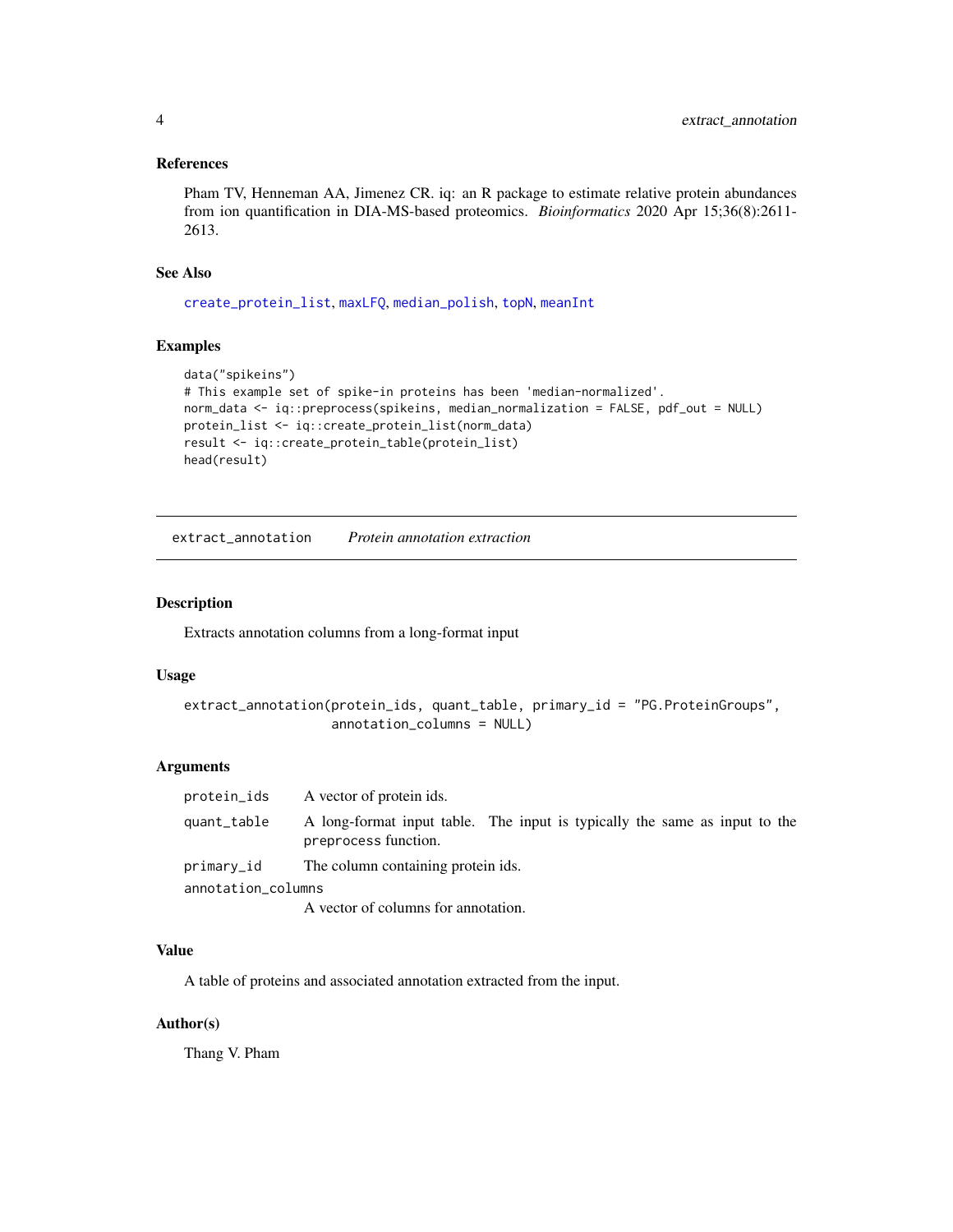### References

Pham TV, Henneman AA, Jimenez CR. iq: an R package to estimate relative protein abundances from ion quantification in DIA-MS-based proteomics. *Bioinformatics* 2020 Apr 15;36(8):2611-2613.

### See Also

`create_protein_list`, `maxLFQ`, `median_polish`, `topN`, `meanInt`

### Examples

```
data("spikeins")
# This example set of spike-in proteins has been 'median-normalized'.
norm_data <- iq::preprocess(spikeins, median_normalization = FALSE, pdf_out = NULL)
protein_list <- iq::create_protein_list(norm_data)
result <- iq::create_protein_table(protein_list)
head(result)
```

---

## extract_annotation    *Protein annotation extraction*

---

### Description

Extracts annotation columns from a long-format input

### Usage

```
extract_annotation(protein_ids, quant_table, primary_id = "PG.ProteinGroups",
                   annotation_columns = NULL)
```

### Arguments

| | |
|---|---|
| `protein_ids` | A vector of protein ids. |
| `quant_table` | A long-format input table. The input is typically the same as input to the `preprocess` function. |
| `primary_id` | The column containing protein ids. |
| `annotation_columns` | A vector of columns for annotation. |

### Value

A table of proteins and associated annotation extracted from the input.

### Author(s)

Thang V. Pham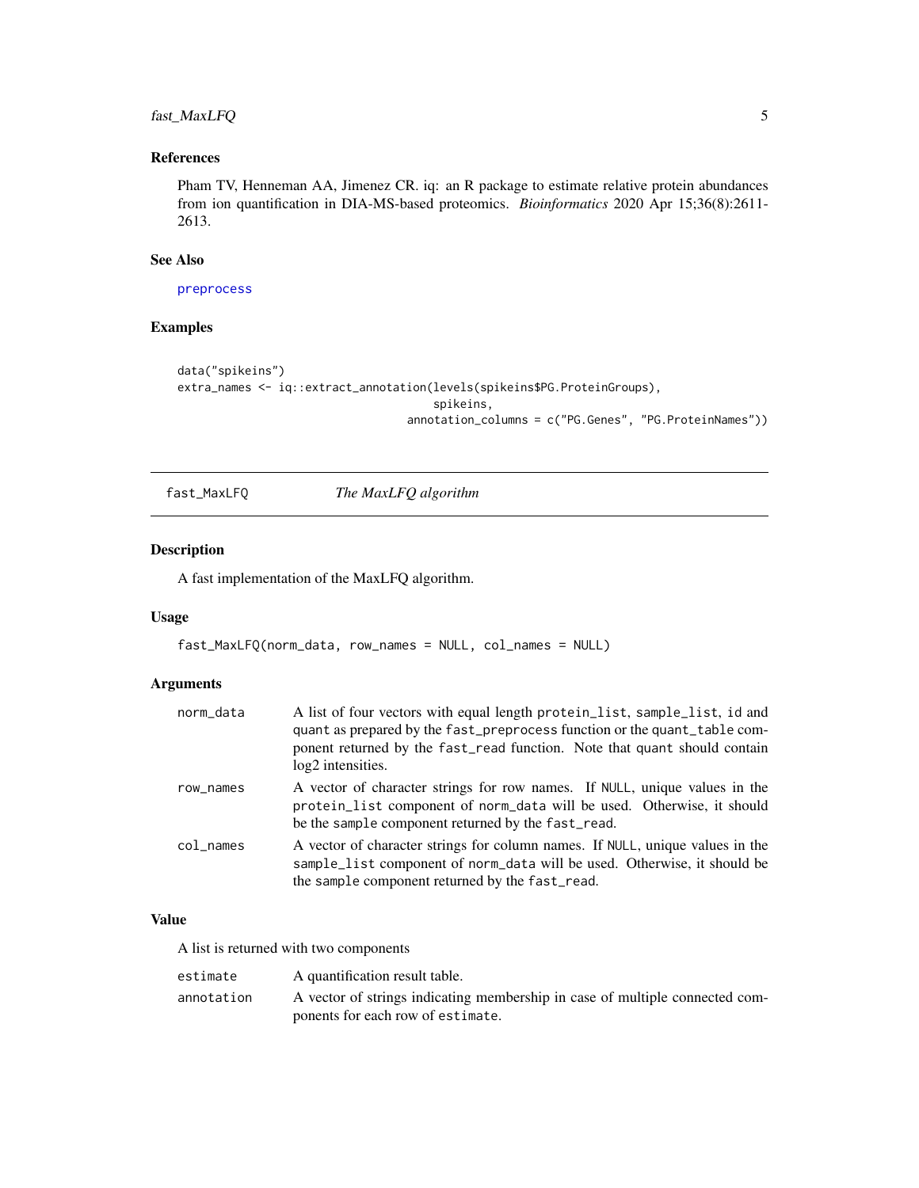### References

Pham TV, Henneman AA, Jimenez CR. iq: an R package to estimate relative protein abundances from ion quantification in DIA-MS-based proteomics. *Bioinformatics* 2020 Apr 15;36(8):2611-2613.

### See Also

`preprocess`

### Examples

```
data("spikeins")
extra_names <- iq::extract_annotation(levels(spikeins$PG.ProteinGroups),
                                       spikeins,
                                    annotation_columns = c("PG.Genes", "PG.ProteinNames"))
```

---

## fast_MaxLFQ — *The MaxLFQ algorithm*

---

### Description

A fast implementation of the MaxLFQ algorithm.

### Usage

```
fast_MaxLFQ(norm_data, row_names = NULL, col_names = NULL)
```

### Arguments

| | |
|---|---|
| `norm_data` | A list of four vectors with equal length `protein_list`, `sample_list`, `id` and `quant` as prepared by the `fast_preprocess` function or the `quant_table` component returned by the `fast_read` function. Note that `quant` should contain log2 intensities. |
| `row_names` | A vector of character strings for row names. If `NULL`, unique values in the `protein_list` component of `norm_data` will be used. Otherwise, it should be the `sample` component returned by the `fast_read`. |
| `col_names` | A vector of character strings for column names. If `NULL`, unique values in the `sample_list` component of `norm_data` will be used. Otherwise, it should be the `sample` component returned by the `fast_read`. |

### Value

A list is returned with two components

| | |
|---|---|
| `estimate` | A quantification result table. |
| `annotation` | A vector of strings indicating membership in case of multiple connected components for each row of `estimate`. |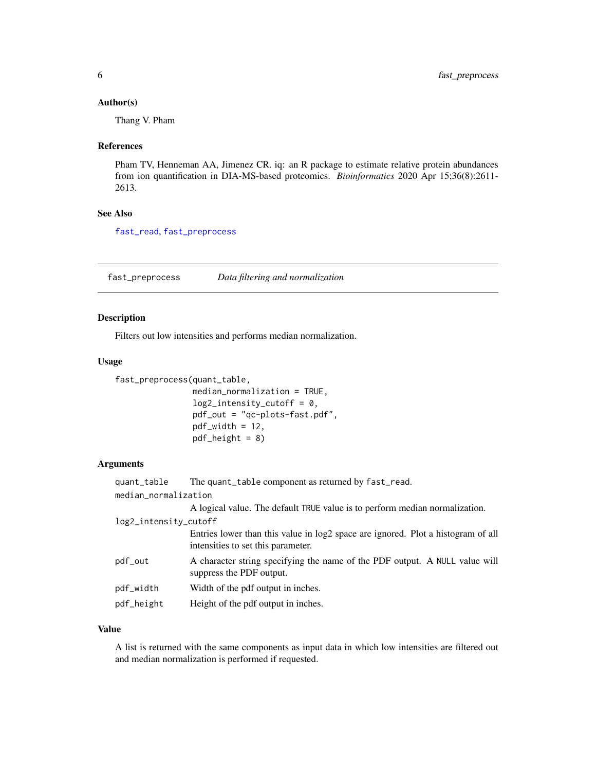### Author(s)

Thang V. Pham

### References

Pham TV, Henneman AA, Jimenez CR. iq: an R package to estimate relative protein abundances from ion quantification in DIA-MS-based proteomics. *Bioinformatics* 2020 Apr 15;36(8):2611-2613.

### See Also

`fast_read`, `fast_preprocess`

---

## `fast_preprocess` *Data filtering and normalization*

---

### Description

Filters out low intensities and performs median normalization.

### Usage

```
fast_preprocess(quant_table,
                median_normalization = TRUE,
                log2_intensity_cutoff = 0,
                pdf_out = "qc-plots-fast.pdf",
                pdf_width = 12,
                pdf_height = 8)
```

### Arguments

| | |
|---|---|
| `quant_table` | The `quant_table` component as returned by `fast_read`. |
| `median_normalization` | A logical value. The default `TRUE` value is to perform median normalization. |
| `log2_intensity_cutoff` | Entries lower than this value in log2 space are ignored. Plot a histogram of all intensities to set this parameter. |
| `pdf_out` | A character string specifying the name of the PDF output. A `NULL` value will suppress the PDF output. |
| `pdf_width` | Width of the pdf output in inches. |
| `pdf_height` | Height of the pdf output in inches. |

### Value

A list is returned with the same components as input data in which low intensities are filtered out and median normalization is performed if requested.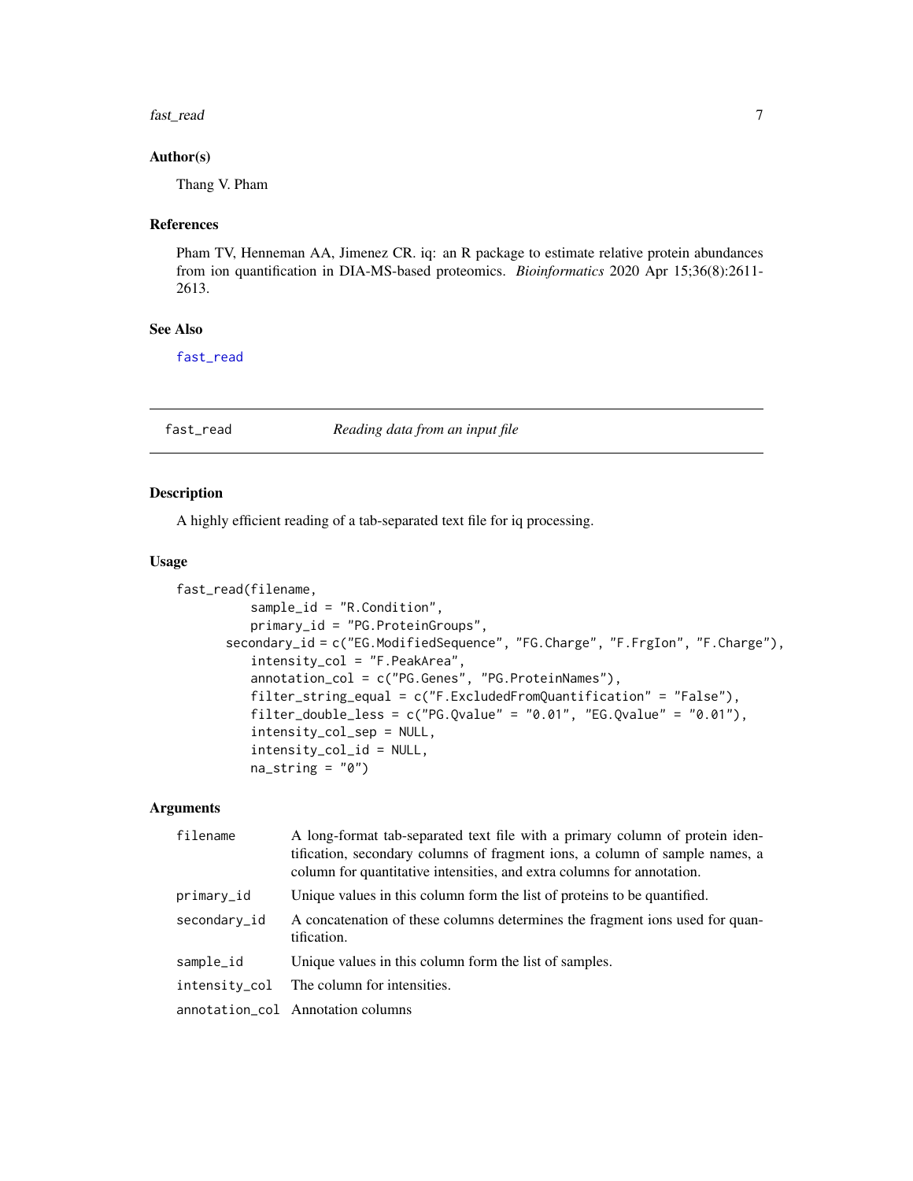## Author(s)

Thang V. Pham

## References

Pham TV, Henneman AA, Jimenez CR. iq: an R package to estimate relative protein abundances from ion quantification in DIA-MS-based proteomics. *Bioinformatics* 2020 Apr 15;36(8):2611-2613.

## See Also

fast_read

---

# fast_read — *Reading data from an input file*

## Description

A highly efficient reading of a tab-separated text file for iq processing.

## Usage

```
fast_read(filename,
          sample_id = "R.Condition",
          primary_id = "PG.ProteinGroups",
      secondary_id = c("EG.ModifiedSequence", "FG.Charge", "F.FrgIon", "F.Charge"),
          intensity_col = "F.PeakArea",
          annotation_col = c("PG.Genes", "PG.ProteinNames"),
          filter_string_equal = c("F.ExcludedFromQuantification" = "False"),
          filter_double_less = c("PG.Qvalue" = "0.01", "EG.Qvalue" = "0.01"),
          intensity_col_sep = NULL,
          intensity_col_id = NULL,
          na_string = "0")
```

## Arguments

| | |
|---|---|
| filename | A long-format tab-separated text file with a primary column of protein identification, secondary columns of fragment ions, a column of sample names, a column for quantitative intensities, and extra columns for annotation. |
| primary_id | Unique values in this column form the list of proteins to be quantified. |
| secondary_id | A concatenation of these columns determines the fragment ions used for quantification. |
| sample_id | Unique values in this column form the list of samples. |
| intensity_col | The column for intensities. |
| annotation_col | Annotation columns |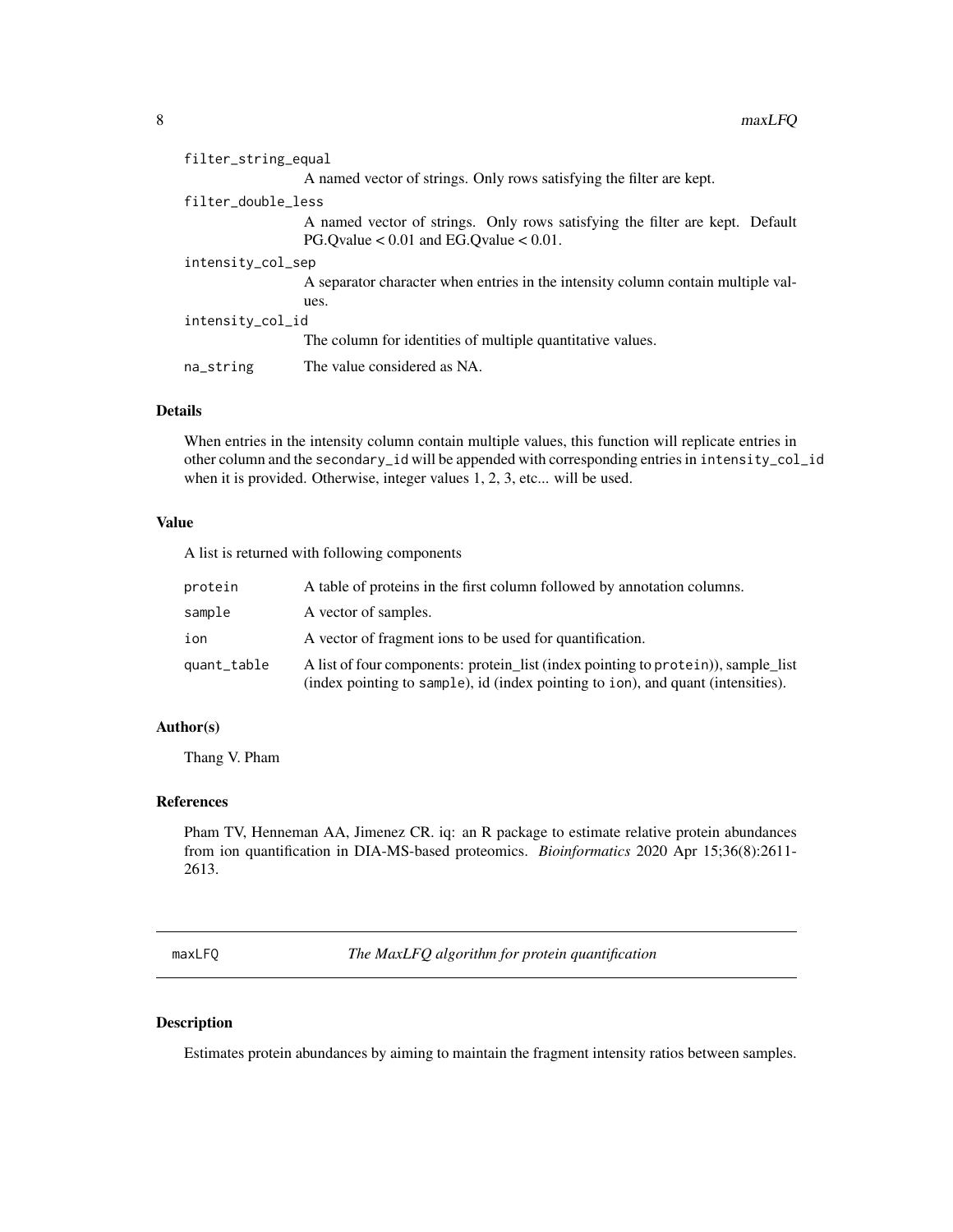| | |
|---|---|
| filter_string_equal | A named vector of strings. Only rows satisfying the filter are kept. |
| filter_double_less | A named vector of strings. Only rows satisfying the filter are kept. Default PG.Qvalue < 0.01 and EG.Qvalue < 0.01. |
| intensity_col_sep | A separator character when entries in the intensity column contain multiple values. |
| intensity_col_id | The column for identities of multiple quantitative values. |
| na_string | The value considered as NA. |

### Details

When entries in the intensity column contain multiple values, this function will replicate entries in other column and the `secondary_id` will be appended with corresponding entries in `intensity_col_id` when it is provided. Otherwise, integer values 1, 2, 3, etc... will be used.

### Value

A list is returned with following components

| | |
|---|---|
| protein | A table of proteins in the first column followed by annotation columns. |
| sample | A vector of samples. |
| ion | A vector of fragment ions to be used for quantification. |
| quant_table | A list of four components: protein_list (index pointing to `protein`)), sample_list (index pointing to `sample`), id (index pointing to `ion`), and quant (intensities). |

### Author(s)

Thang V. Pham

### References

Pham TV, Henneman AA, Jimenez CR. iq: an R package to estimate relative protein abundances from ion quantification in DIA-MS-based proteomics. *Bioinformatics* 2020 Apr 15;36(8):2611-2613.

---

## maxLFQ — *The MaxLFQ algorithm for protein quantification*

---

### Description

Estimates protein abundances by aiming to maintain the fragment intensity ratios between samples.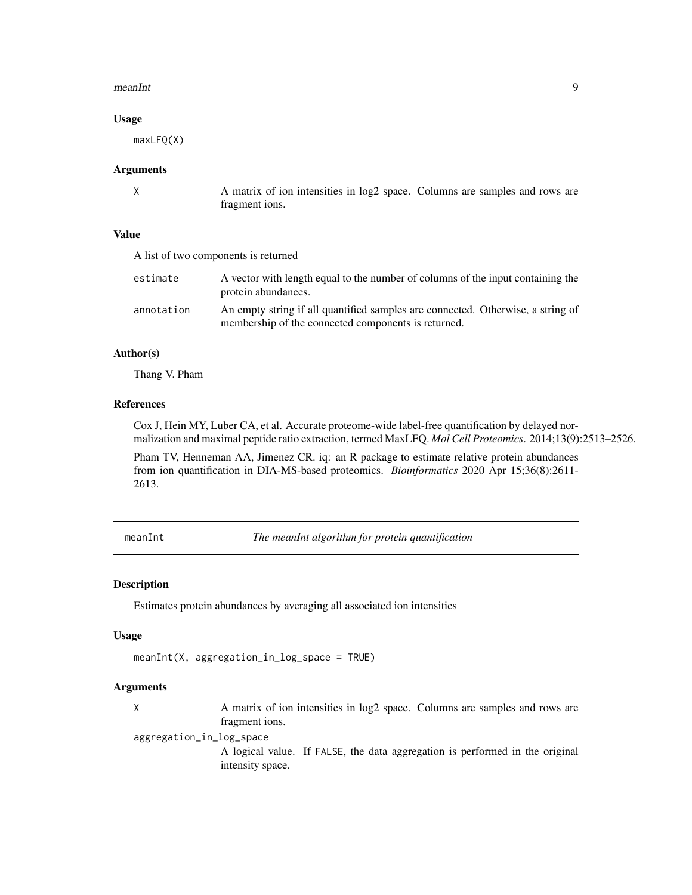### Usage

```
maxLFQ(X)
```

### Arguments

| | |
|---|---|
| X | A matrix of ion intensities in log2 space. Columns are samples and rows are fragment ions. |

### Value

A list of two components is returned

| | |
|---|---|
| estimate | A vector with length equal to the number of columns of the input containing the protein abundances. |
| annotation | An empty string if all quantified samples are connected. Otherwise, a string of membership of the connected components is returned. |

### Author(s)

Thang V. Pham

### References

Cox J, Hein MY, Luber CA, et al. Accurate proteome-wide label-free quantification by delayed normalization and maximal peptide ratio extraction, termed MaxLFQ. *Mol Cell Proteomics.* 2014;13(9):2513–2526.

Pham TV, Henneman AA, Jimenez CR. iq: an R package to estimate relative protein abundances from ion quantification in DIA-MS-based proteomics. *Bioinformatics* 2020 Apr 15;36(8):2611-2613.

---

## meanInt — *The meanInt algorithm for protein quantification*

### Description

Estimates protein abundances by averaging all associated ion intensities

### Usage

```
meanInt(X, aggregation_in_log_space = TRUE)
```

### Arguments

| | |
|---|---|
| X | A matrix of ion intensities in log2 space. Columns are samples and rows are fragment ions. |
| aggregation_in_log_space | A logical value. If FALSE, the data aggregation is performed in the original intensity space. |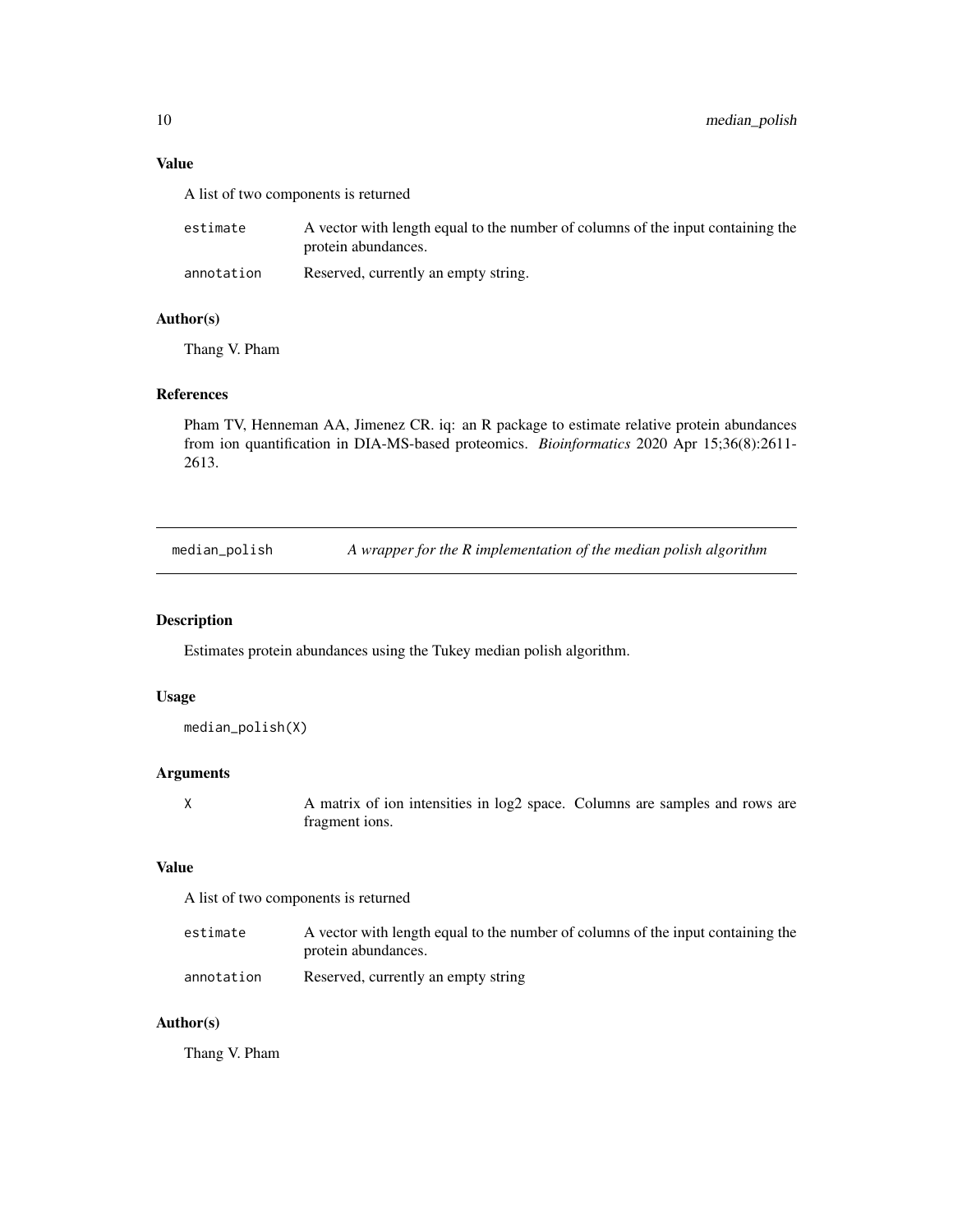### Value

A list of two components is returned

| | |
|---|---|
| `estimate` | A vector with length equal to the number of columns of the input containing the protein abundances. |
| `annotation` | Reserved, currently an empty string. |

### Author(s)

Thang V. Pham

### References

Pham TV, Henneman AA, Jimenez CR. iq: an R package to estimate relative protein abundances from ion quantification in DIA-MS-based proteomics. *Bioinformatics* 2020 Apr 15;36(8):2611-2613.

---

## `median_polish` *A wrapper for the R implementation of the median polish algorithm*

---

### Description

Estimates protein abundances using the Tukey median polish algorithm.

### Usage

```
median_polish(X)
```

### Arguments

| | |
|---|---|
| `X` | A matrix of ion intensities in log2 space. Columns are samples and rows are fragment ions. |

### Value

A list of two components is returned

| | |
|---|---|
| `estimate` | A vector with length equal to the number of columns of the input containing the protein abundances. |
| `annotation` | Reserved, currently an empty string |

### Author(s)

Thang V. Pham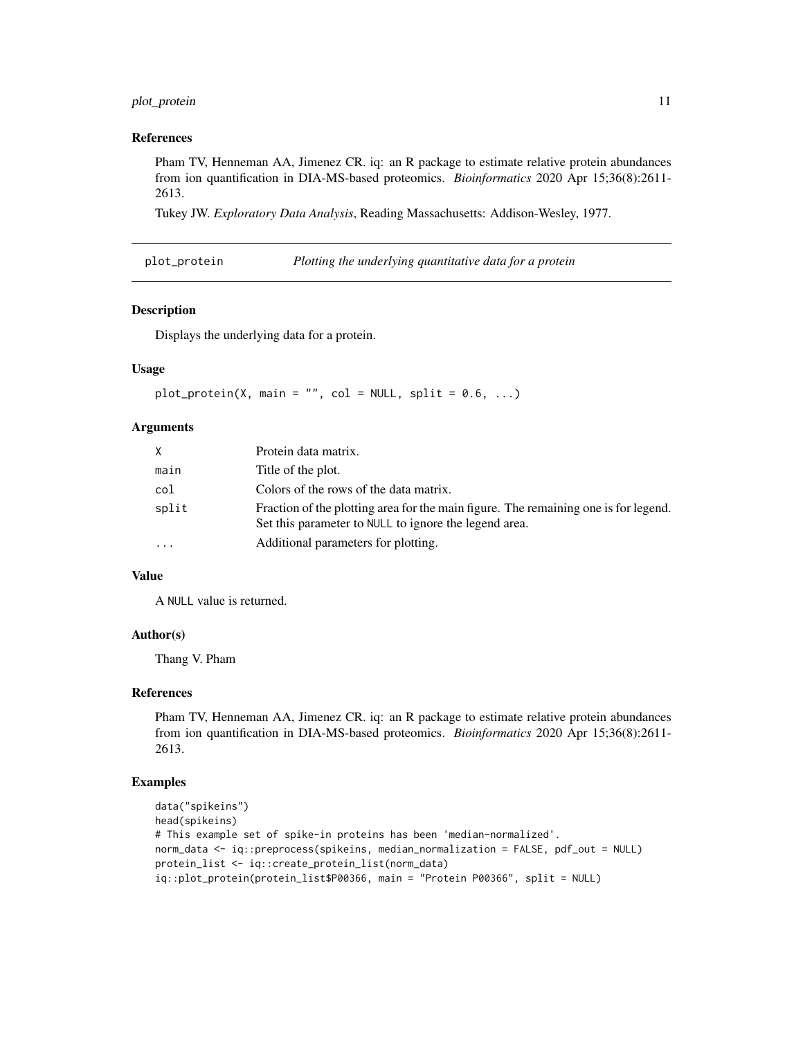### References

Pham TV, Henneman AA, Jimenez CR. iq: an R package to estimate relative protein abundances from ion quantification in DIA-MS-based proteomics. *Bioinformatics* 2020 Apr 15;36(8):2611-2613.

Tukey JW. *Exploratory Data Analysis*, Reading Massachusetts: Addison-Wesley, 1977.

## plot_protein — *Plotting the underlying quantitative data for a protein*

### Description

Displays the underlying data for a protein.

### Usage

```
plot_protein(X, main = "", col = NULL, split = 0.6, ...)
```

### Arguments

| | |
|---|---|
| X | Protein data matrix. |
| main | Title of the plot. |
| col | Colors of the rows of the data matrix. |
| split | Fraction of the plotting area for the main figure. The remaining one is for legend. Set this parameter to NULL to ignore the legend area. |
| ... | Additional parameters for plotting. |

### Value

A NULL value is returned.

### Author(s)

Thang V. Pham

### References

Pham TV, Henneman AA, Jimenez CR. iq: an R package to estimate relative protein abundances from ion quantification in DIA-MS-based proteomics. *Bioinformatics* 2020 Apr 15;36(8):2611-2613.

### Examples

```
data("spikeins")
head(spikeins)
# This example set of spike-in proteins has been 'median-normalized'.
norm_data <- iq::preprocess(spikeins, median_normalization = FALSE, pdf_out = NULL)
protein_list <- iq::create_protein_list(norm_data)
iq::plot_protein(protein_list$P00366, main = "Protein P00366", split = NULL)
```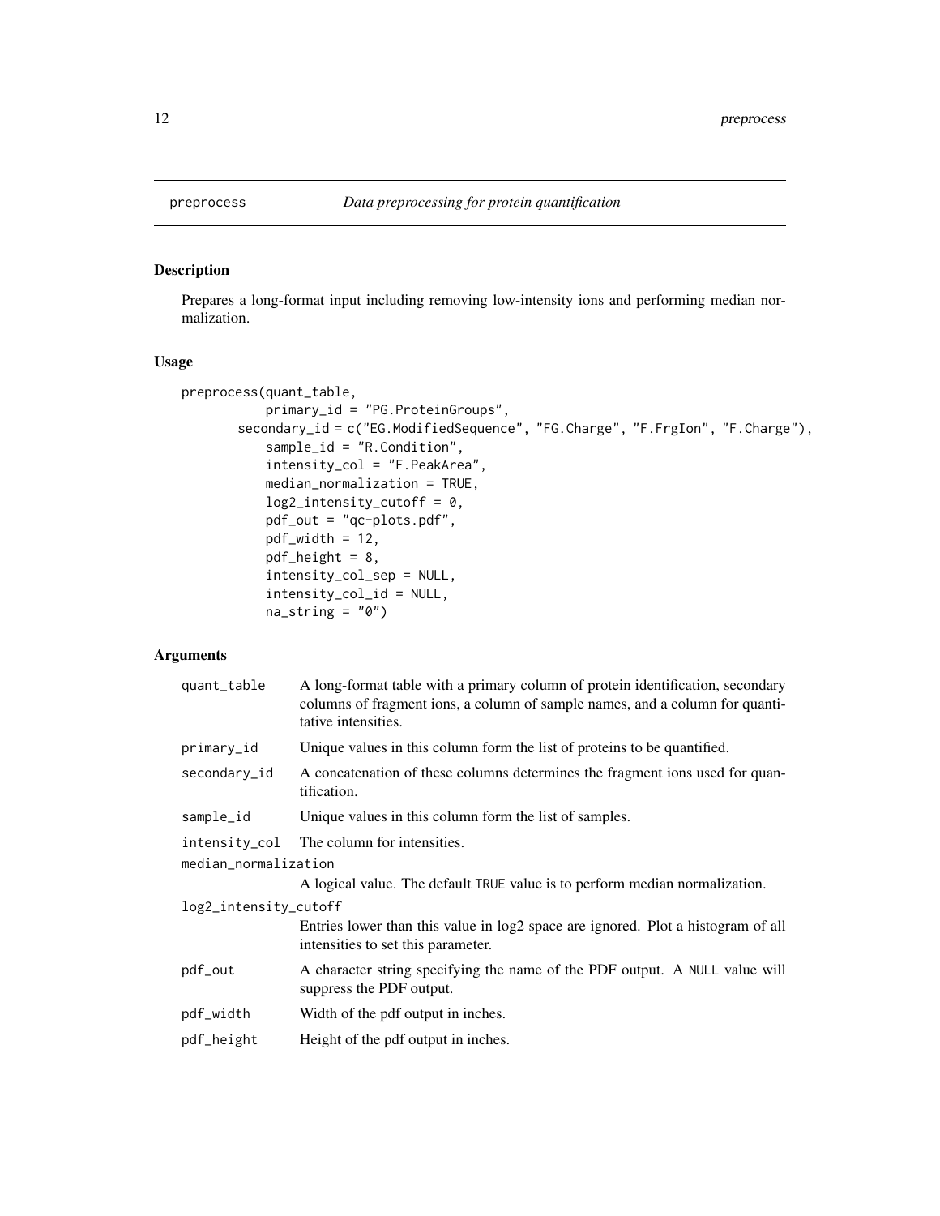# preprocess — *Data preprocessing for protein quantification*

## Description

Prepares a long-format input including removing low-intensity ions and performing median normalization.

## Usage

```
preprocess(quant_table,
           primary_id = "PG.ProteinGroups",
       secondary_id = c("EG.ModifiedSequence", "FG.Charge", "F.FrgIon", "F.Charge"),
           sample_id = "R.Condition",
           intensity_col = "F.PeakArea",
           median_normalization = TRUE,
           log2_intensity_cutoff = 0,
           pdf_out = "qc-plots.pdf",
           pdf_width = 12,
           pdf_height = 8,
           intensity_col_sep = NULL,
           intensity_col_id = NULL,
           na_string = "0")
```

## Arguments

| Argument | Description |
|---|---|
| `quant_table` | A long-format table with a primary column of protein identification, secondary columns of fragment ions, a column of sample names, and a column for quantitative intensities. |
| `primary_id` | Unique values in this column form the list of proteins to be quantified. |
| `secondary_id` | A concatenation of these columns determines the fragment ions used for quantification. |
| `sample_id` | Unique values in this column form the list of samples. |
| `intensity_col` | The column for intensities. |
| `median_normalization` | A logical value. The default `TRUE` value is to perform median normalization. |
| `log2_intensity_cutoff` | Entries lower than this value in log2 space are ignored. Plot a histogram of all intensities to set this parameter. |
| `pdf_out` | A character string specifying the name of the PDF output. A `NULL` value will suppress the PDF output. |
| `pdf_width` | Width of the pdf output in inches. |
| `pdf_height` | Height of the pdf output in inches. |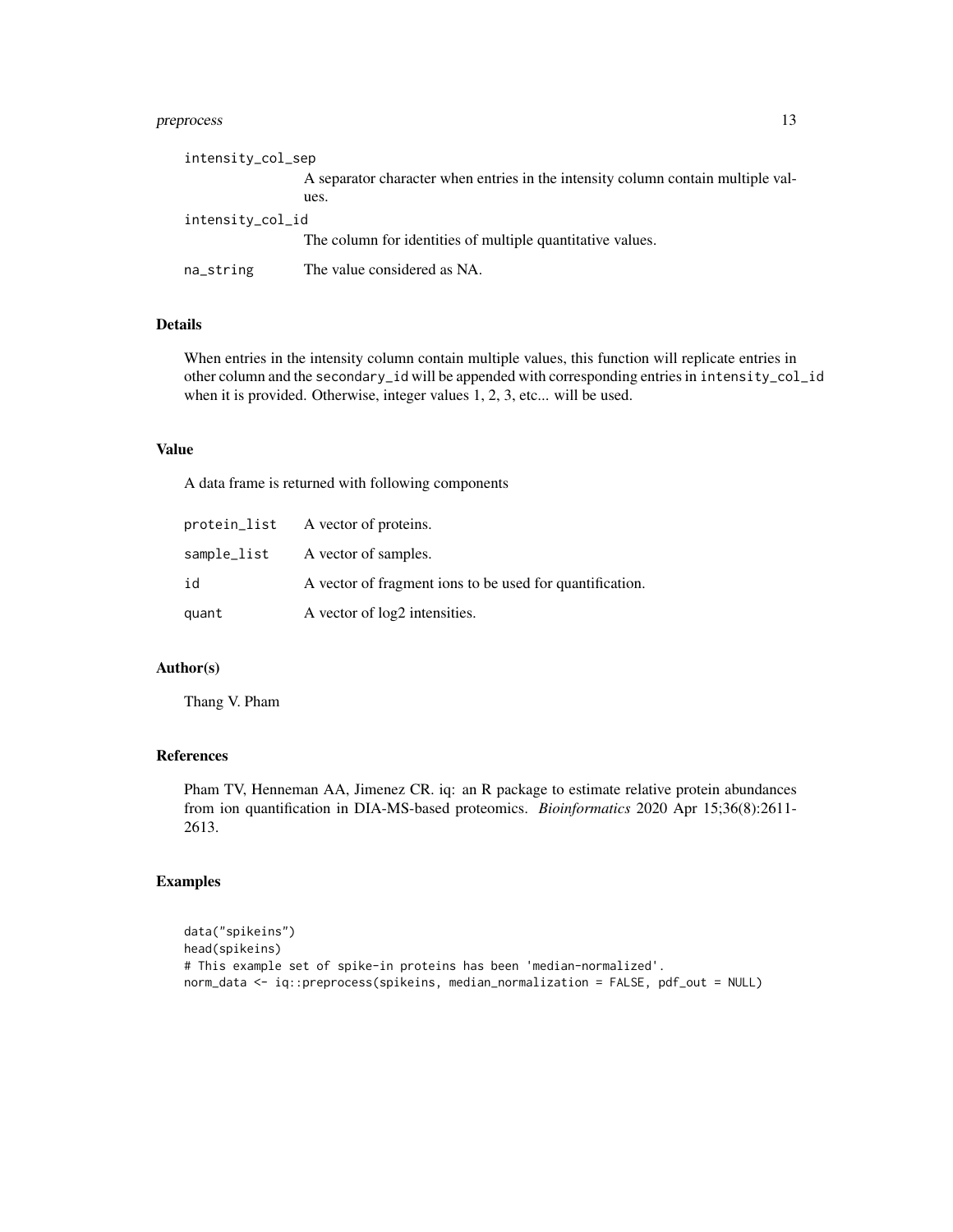| | |
|---|---|
| intensity_col_sep | A separator character when entries in the intensity column contain multiple values. |
| intensity_col_id | The column for identities of multiple quantitative values. |
| na_string | The value considered as NA. |

## Details

When entries in the intensity column contain multiple values, this function will replicate entries in other column and the secondary_id will be appended with corresponding entries in intensity_col_id when it is provided. Otherwise, integer values 1, 2, 3, etc... will be used.

## Value

A data frame is returned with following components

| | |
|---|---|
| protein_list | A vector of proteins. |
| sample_list | A vector of samples. |
| id | A vector of fragment ions to be used for quantification. |
| quant | A vector of log2 intensities. |

## Author(s)

Thang V. Pham

## References

Pham TV, Henneman AA, Jimenez CR. iq: an R package to estimate relative protein abundances from ion quantification in DIA-MS-based proteomics. *Bioinformatics* 2020 Apr 15;36(8):2611-2613.

## Examples

```
data("spikeins")
head(spikeins)
# This example set of spike-in proteins has been 'median-normalized'.
norm_data <- iq::preprocess(spikeins, median_normalization = FALSE, pdf_out = NULL)
```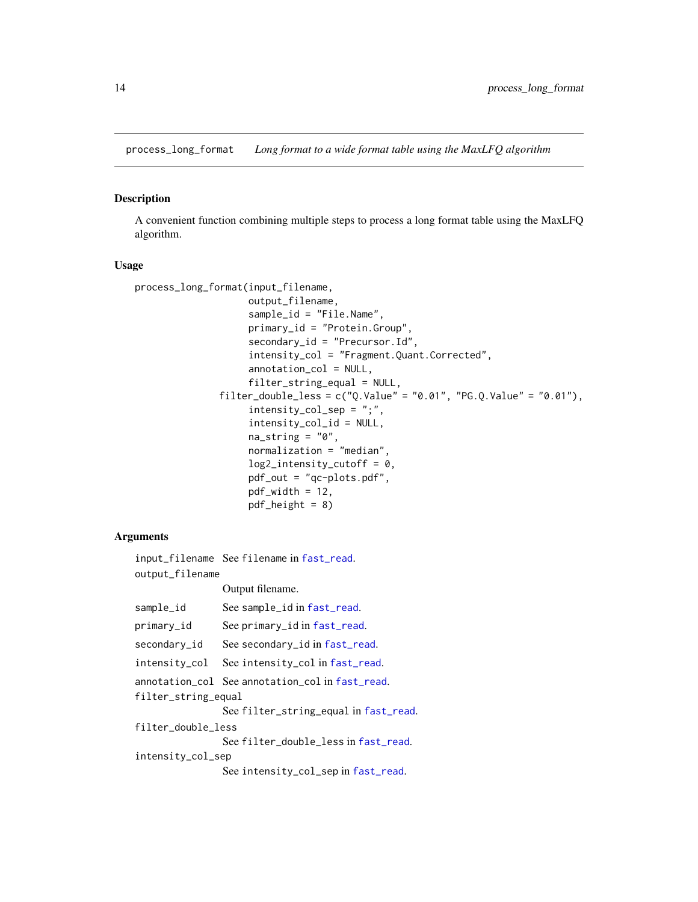## process_long_format    *Long format to a wide format table using the MaxLFQ algorithm*

### Description

A convenient function combining multiple steps to process a long format table using the MaxLFQ algorithm.

### Usage

```
process_long_format(input_filename,
                    output_filename,
                    sample_id = "File.Name",
                    primary_id = "Protein.Group",
                    secondary_id = "Precursor.Id",
                    intensity_col = "Fragment.Quant.Corrected",
                    annotation_col = NULL,
                    filter_string_equal = NULL,
               filter_double_less = c("Q.Value" = "0.01", "PG.Q.Value" = "0.01"),
                    intensity_col_sep = ";",
                    intensity_col_id = NULL,
                    na_string = "0",
                    normalization = "median",
                    log2_intensity_cutoff = 0,
                    pdf_out = "qc-plots.pdf",
                    pdf_width = 12,
                    pdf_height = 8)
```

### Arguments

| | |
|---|---|
| `input_filename` | See `filename` in fast_read. |
| `output_filename` | Output filename. |
| `sample_id` | See `sample_id` in fast_read. |
| `primary_id` | See `primary_id` in fast_read. |
| `secondary_id` | See `secondary_id` in fast_read. |
| `intensity_col` | See `intensity_col` in fast_read. |
| `annotation_col` | See `annotation_col` in fast_read. |
| `filter_string_equal` | See `filter_string_equal` in fast_read. |
| `filter_double_less` | See `filter_double_less` in fast_read. |
| `intensity_col_sep` | See `intensity_col_sep` in fast_read. |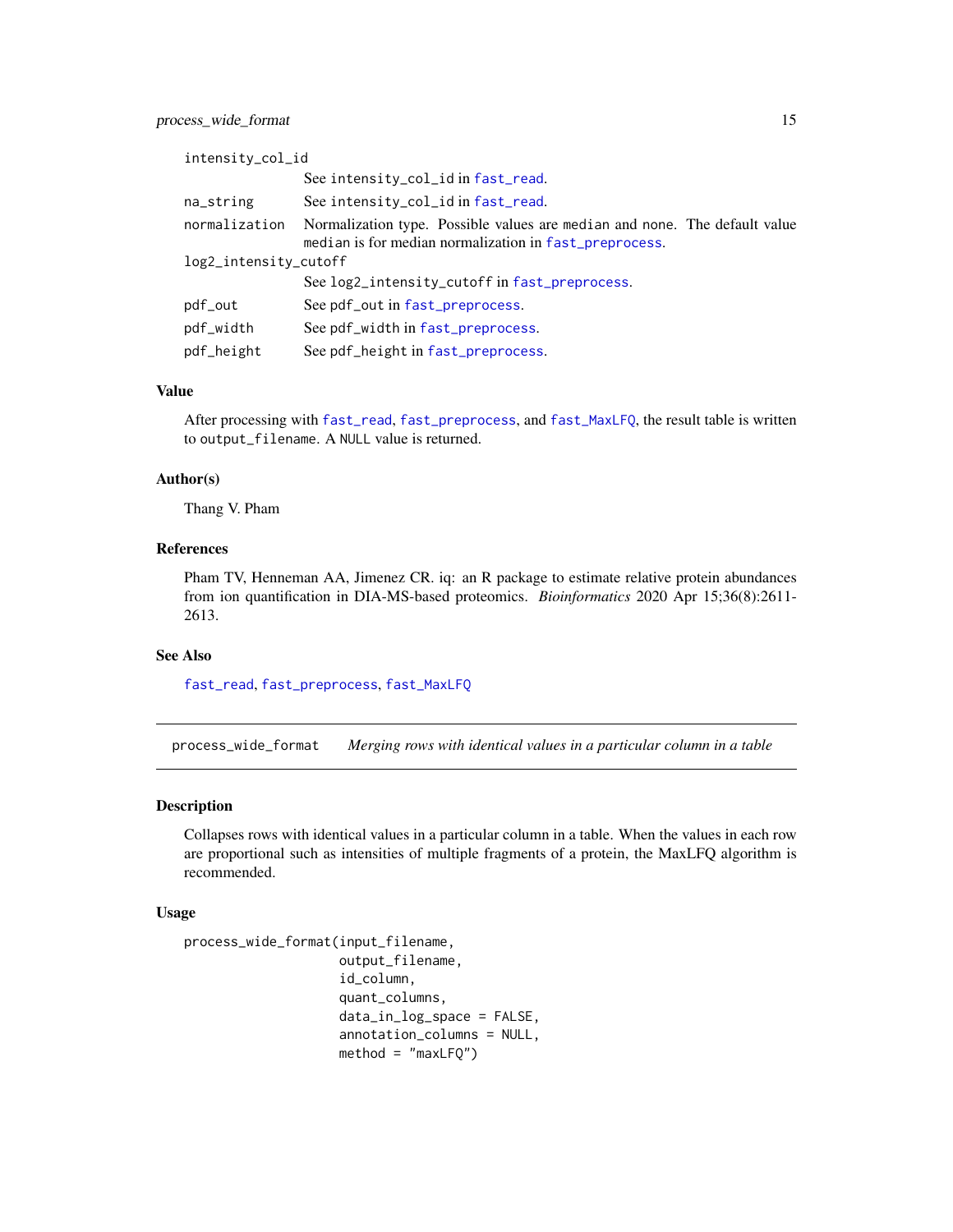| | |
|---|---|
| intensity_col_id | See intensity_col_id in fast_read. |
| na_string | See intensity_col_id in fast_read. |
| normalization | Normalization type. Possible values are median and none. The default value median is for median normalization in fast_preprocess. |
| log2_intensity_cutoff | See log2_intensity_cutoff in fast_preprocess. |
| pdf_out | See pdf_out in fast_preprocess. |
| pdf_width | See pdf_width in fast_preprocess. |
| pdf_height | See pdf_height in fast_preprocess. |

### Value

After processing with fast_read, fast_preprocess, and fast_MaxLFQ, the result table is written to output_filename. A NULL value is returned.

### Author(s)

Thang V. Pham

### References

Pham TV, Henneman AA, Jimenez CR. iq: an R package to estimate relative protein abundances from ion quantification in DIA-MS-based proteomics. *Bioinformatics* 2020 Apr 15;36(8):2611-2613.

### See Also

fast_read, fast_preprocess, fast_MaxLFQ

---

## process_wide_format    *Merging rows with identical values in a particular column in a table*

### Description

Collapses rows with identical values in a particular column in a table. When the values in each row are proportional such as intensities of multiple fragments of a protein, the MaxLFQ algorithm is recommended.

### Usage

```
process_wide_format(input_filename,
                    output_filename,
                    id_column,
                    quant_columns,
                    data_in_log_space = FALSE,
                    annotation_columns = NULL,
                    method = "maxLFQ")
```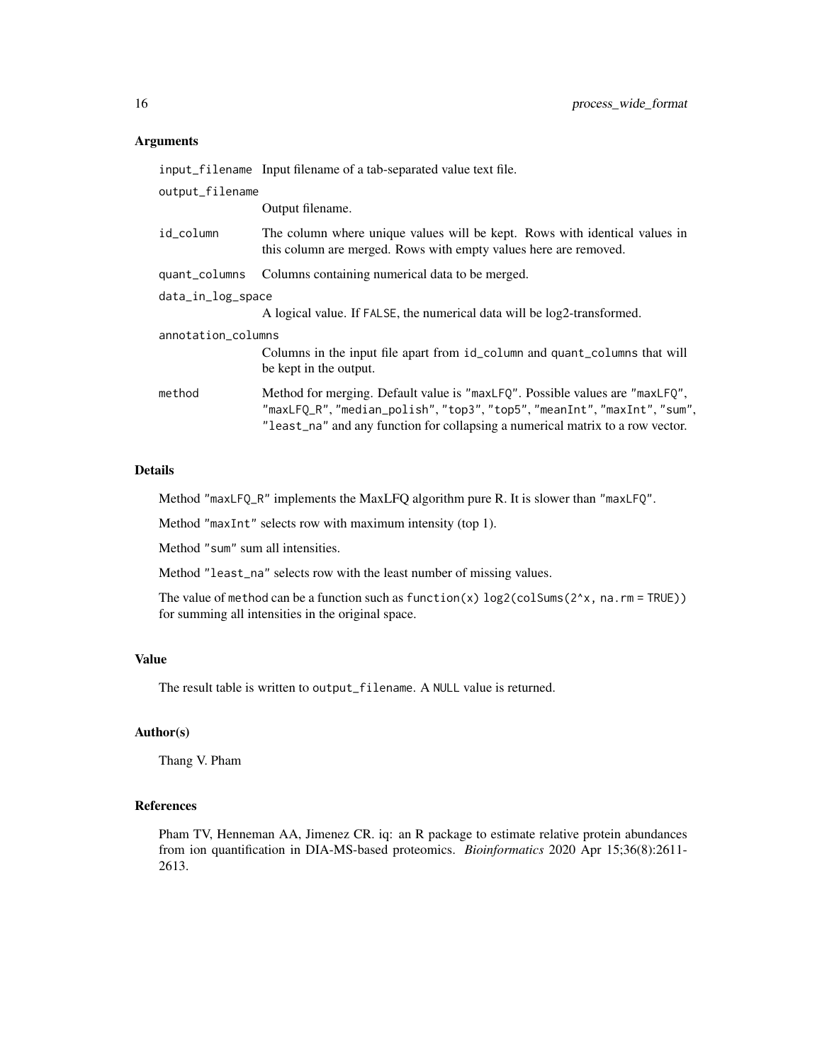## Arguments

| | |
|---|---|
| `input_filename` | Input filename of a tab-separated value text file. |
| `output_filename` | Output filename. |
| `id_column` | The column where unique values will be kept. Rows with identical values in this column are merged. Rows with empty values here are removed. |
| `quant_columns` | Columns containing numerical data to be merged. |
| `data_in_log_space` | A logical value. If `FALSE`, the numerical data will be log2-transformed. |
| `annotation_columns` | Columns in the input file apart from `id_column` and `quant_columns` that will be kept in the output. |
| `method` | Method for merging. Default value is `"maxLFQ"`. Possible values are `"maxLFQ"`, `"maxLFQ_R"`, `"median_polish"`, `"top3"`, `"top5"`, `"meanInt"`, `"maxInt"`, `"sum"`, `"least_na"` and any function for collapsing a numerical matrix to a row vector. |

## Details

Method `"maxLFQ_R"` implements the MaxLFQ algorithm pure R. It is slower than `"maxLFQ"`.

Method `"maxInt"` selects row with maximum intensity (top 1).

Method `"sum"` sum all intensities.

Method `"least_na"` selects row with the least number of missing values.

The value of `method` can be a function such as `function(x) log2(colSums(2^x, na.rm = TRUE))` for summing all intensities in the original space.

## Value

The result table is written to `output_filename`. A `NULL` value is returned.

## Author(s)

Thang V. Pham

## References

Pham TV, Henneman AA, Jimenez CR. iq: an R package to estimate relative protein abundances from ion quantification in DIA-MS-based proteomics. *Bioinformatics* 2020 Apr 15;36(8):2611-2613.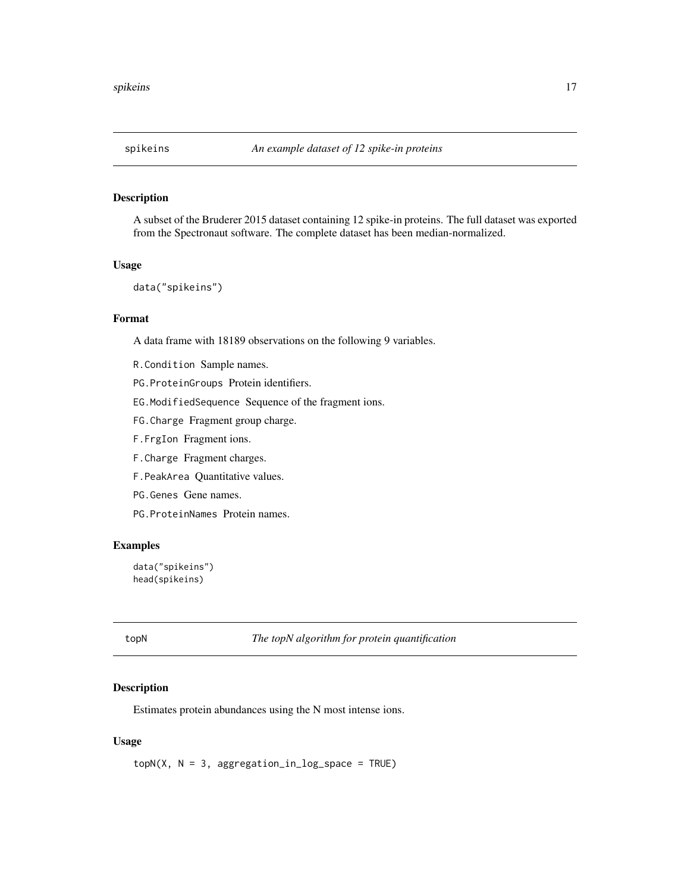## spikeins — *An example dataset of 12 spike-in proteins*

### Description

A subset of the Bruderer 2015 dataset containing 12 spike-in proteins. The full dataset was exported from the Spectronaut software. The complete dataset has been median-normalized.

### Usage

```
data("spikeins")
```

### Format

A data frame with 18189 observations on the following 9 variables.

- `R.Condition` Sample names.
- `PG.ProteinGroups` Protein identifiers.
- `EG.ModifiedSequence` Sequence of the fragment ions.
- `FG.Charge` Fragment group charge.
- `F.FrgIon` Fragment ions.
- `F.Charge` Fragment charges.
- `F.PeakArea` Quantitative values.
- `PG.Genes` Gene names.
- `PG.ProteinNames` Protein names.

### Examples

```
data("spikeins")
head(spikeins)
```

## topN — *The topN algorithm for protein quantification*

### Description

Estimates protein abundances using the N most intense ions.

### Usage

```
topN(X, N = 3, aggregation_in_log_space = TRUE)
```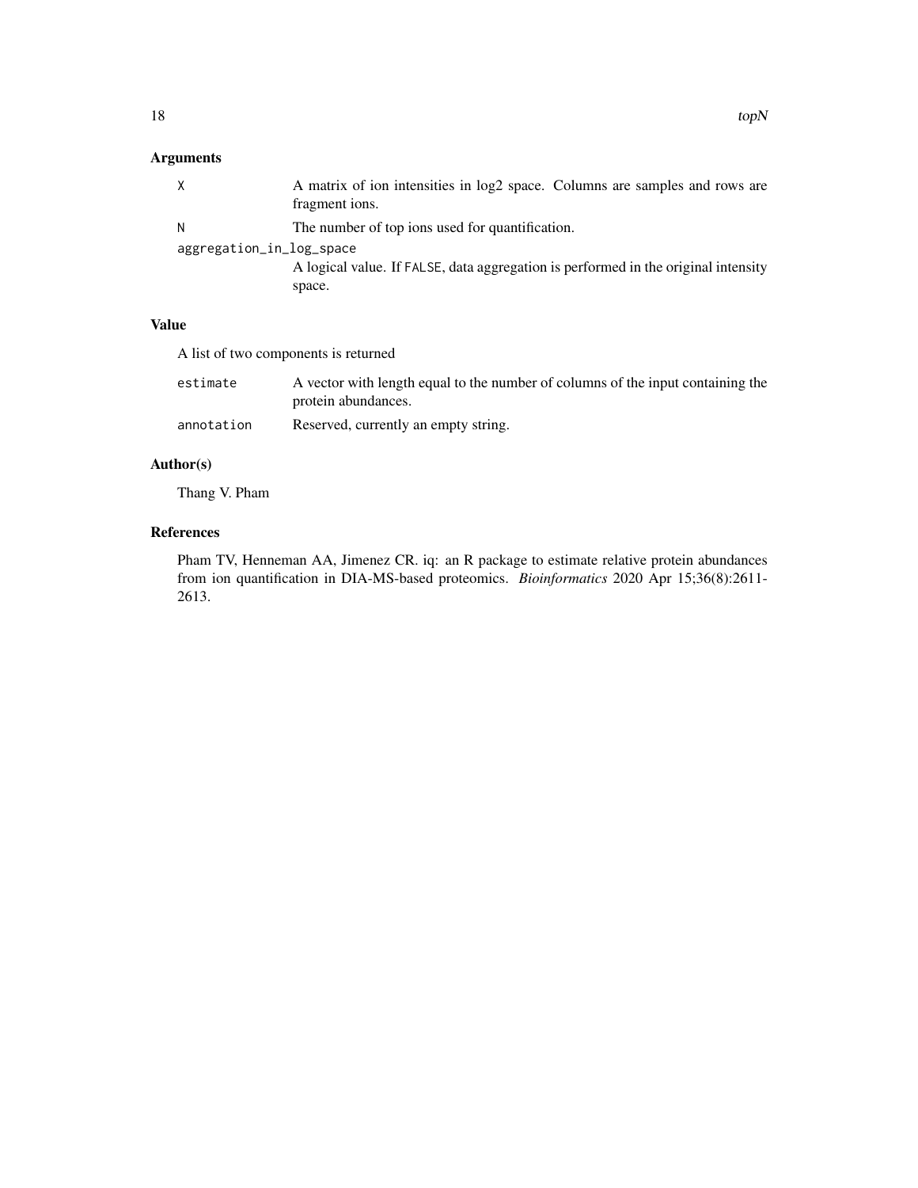## Arguments

| | |
|---|---|
| `X` | A matrix of ion intensities in log2 space. Columns are samples and rows are fragment ions. |
| `N` | The number of top ions used for quantification. |
| `aggregation_in_log_space` | A logical value. If `FALSE`, data aggregation is performed in the original intensity space. |

## Value

A list of two components is returned

| | |
|---|---|
| `estimate` | A vector with length equal to the number of columns of the input containing the protein abundances. |
| `annotation` | Reserved, currently an empty string. |

## Author(s)

Thang V. Pham

## References

Pham TV, Henneman AA, Jimenez CR. iq: an R package to estimate relative protein abundances from ion quantification in DIA-MS-based proteomics. *Bioinformatics* 2020 Apr 15;36(8):2611-2613.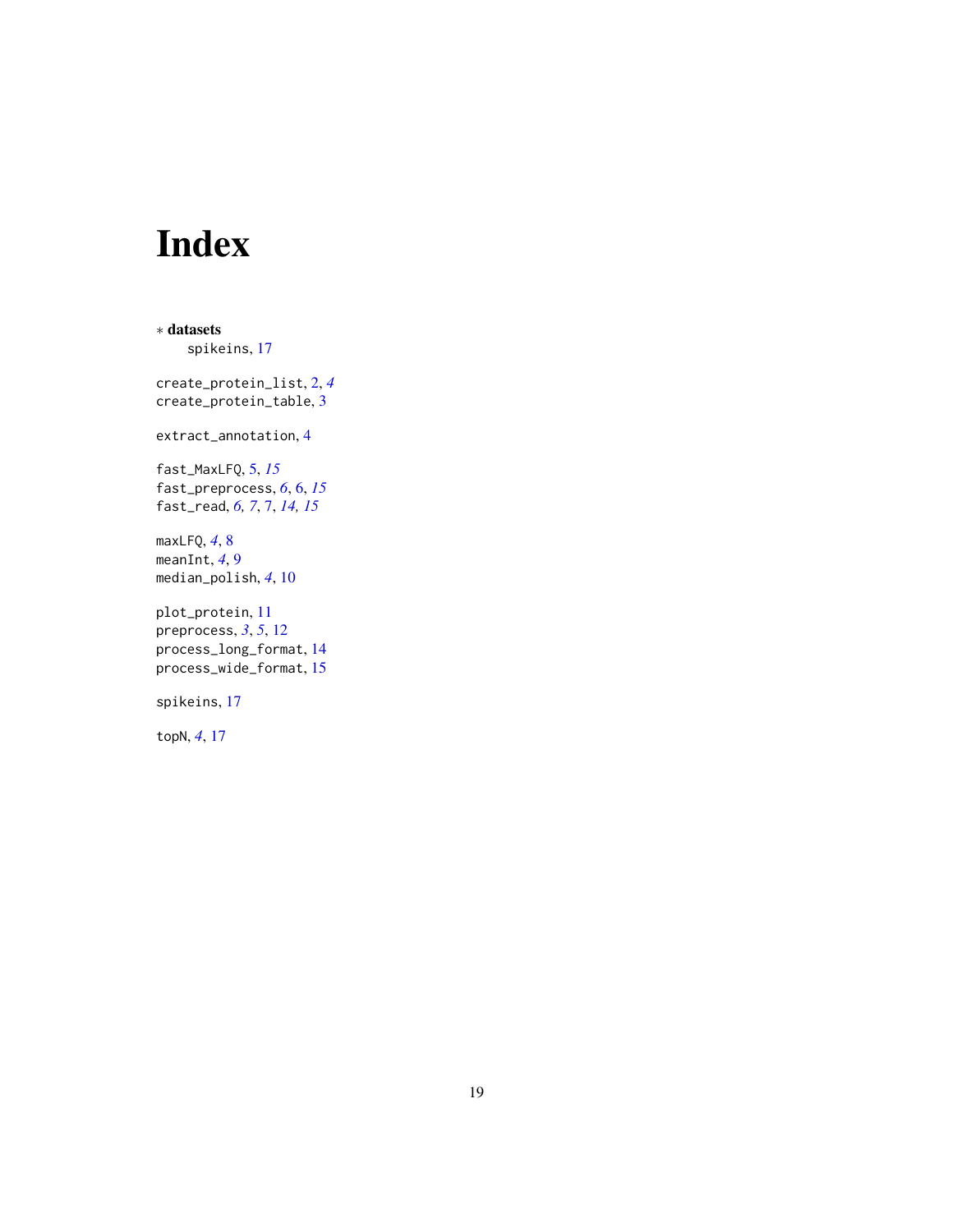# Index

∗ **datasets**
  spikeins, 17

create_protein_list, 2, *4*
create_protein_table, 3

extract_annotation, 4

fast_MaxLFQ, 5, *15*
fast_preprocess, *6*, 6, *15*
fast_read, *6, 7*, 7, *14, 15*

maxLFQ, *4*, 8
meanInt, *4*, 9
median_polish, *4*, 10

plot_protein, 11
preprocess, *3*, *5*, 12
process_long_format, 14
process_wide_format, 15

spikeins, 17

topN, *4*, 17